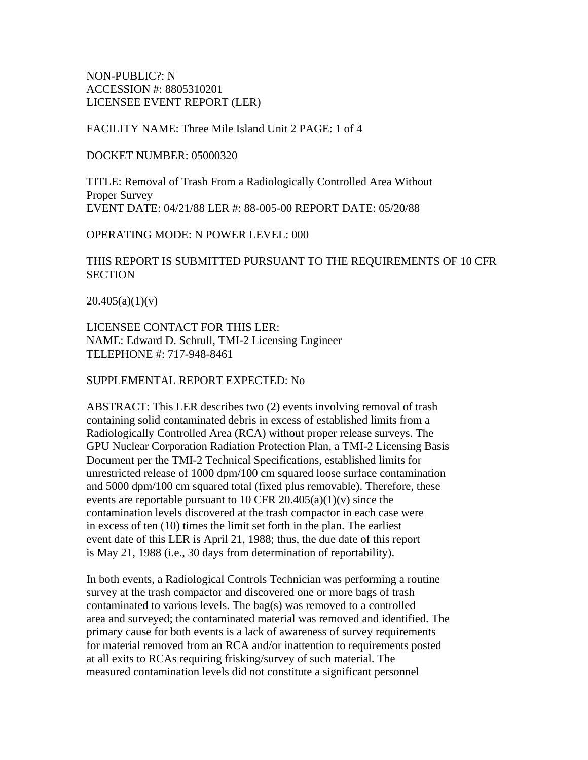NON-PUBLIC?: N
ACCESSION #: 8805310201
LICENSEE EVENT REPORT (LER)

FACILITY NAME: Three Mile Island Unit 2 PAGE: 1 of 4

DOCKET NUMBER: 05000320

TITLE: Removal of Trash From a Radiologically Controlled Area Without Proper Survey
EVENT DATE: 04/21/88 LER #: 88-005-00 REPORT DATE: 05/20/88

OPERATING MODE: N POWER LEVEL: 000

THIS REPORT IS SUBMITTED PURSUANT TO THE REQUIREMENTS OF 10 CFR SECTION

20.405(a)(1)(v)

LICENSEE CONTACT FOR THIS LER:
NAME: Edward D. Schrull, TMI-2 Licensing Engineer
TELEPHONE #: 717-948-8461

SUPPLEMENTAL REPORT EXPECTED: No

ABSTRACT: This LER describes two (2) events involving removal of trash containing solid contaminated debris in excess of established limits from a Radiologically Controlled Area (RCA) without proper release surveys. The GPU Nuclear Corporation Radiation Protection Plan, a TMI-2 Licensing Basis Document per the TMI-2 Technical Specifications, established limits for unrestricted release of 1000 dpm/100 cm squared loose surface contamination and 5000 dpm/100 cm squared total (fixed plus removable). Therefore, these events are reportable pursuant to 10 CFR 20.405(a)(1)(v) since the contamination levels discovered at the trash compactor in each case were in excess of ten (10) times the limit set forth in the plan. The earliest event date of this LER is April 21, 1988; thus, the due date of this report is May 21, 1988 (i.e., 30 days from determination of reportability).

In both events, a Radiological Controls Technician was performing a routine survey at the trash compactor and discovered one or more bags of trash contaminated to various levels. The bag(s) was removed to a controlled area and surveyed; the contaminated material was removed and identified. The primary cause for both events is a lack of awareness of survey requirements for material removed from an RCA and/or inattention to requirements posted at all exits to RCAs requiring frisking/survey of such material. The measured contamination levels did not constitute a significant personnel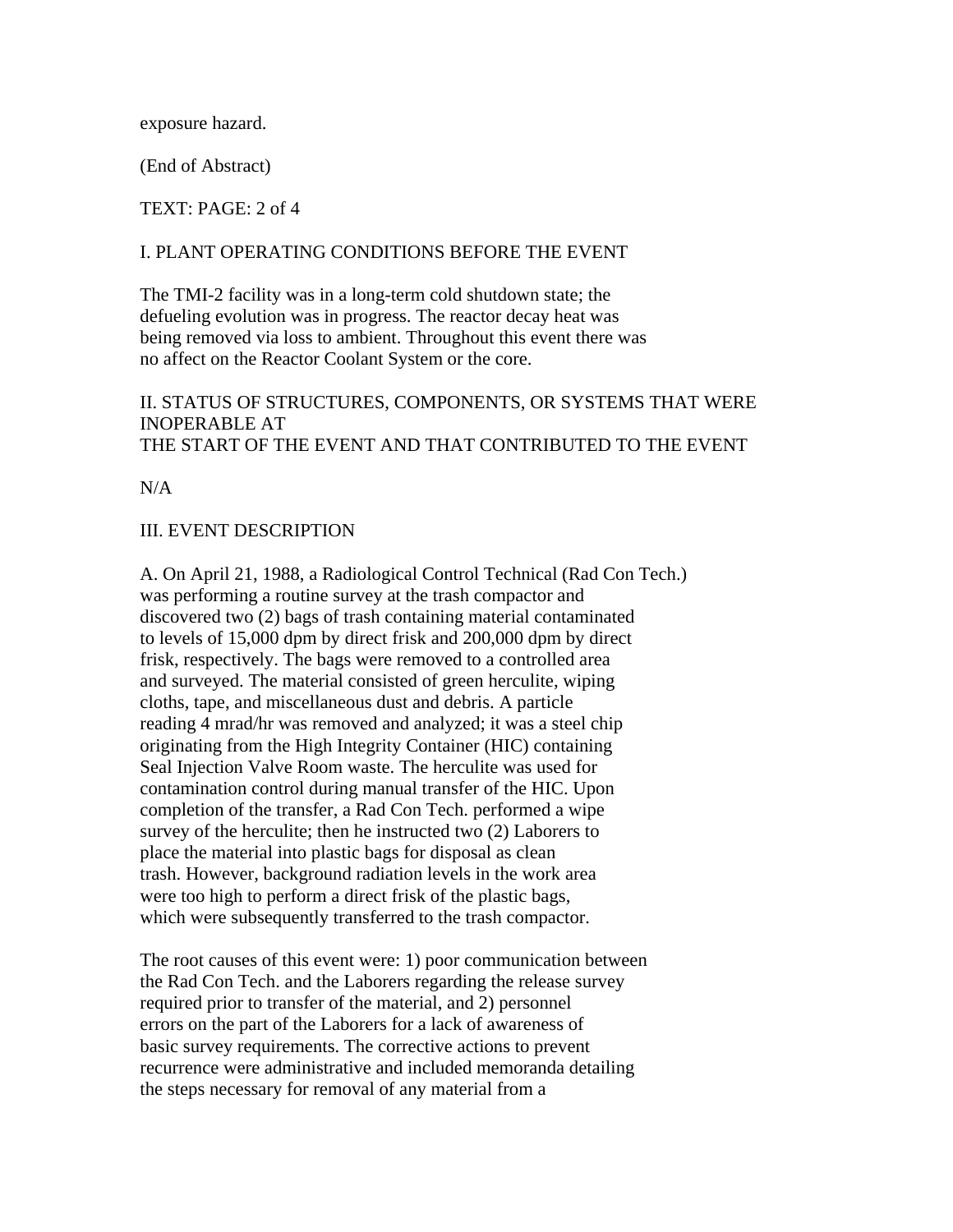exposure hazard.

(End of Abstract)

TEXT: PAGE: 2 of 4

## I. PLANT OPERATING CONDITIONS BEFORE THE EVENT

The TMI-2 facility was in a long-term cold shutdown state; the defueling evolution was in progress. The reactor decay heat was being removed via loss to ambient. Throughout this event there was no affect on the Reactor Coolant System or the core.

## II. STATUS OF STRUCTURES, COMPONENTS, OR SYSTEMS THAT WERE INOPERABLE AT THE START OF THE EVENT AND THAT CONTRIBUTED TO THE EVENT

N/A

## III. EVENT DESCRIPTION

A. On April 21, 1988, a Radiological Control Technical (Rad Con Tech.) was performing a routine survey at the trash compactor and discovered two (2) bags of trash containing material contaminated to levels of 15,000 dpm by direct frisk and 200,000 dpm by direct frisk, respectively. The bags were removed to a controlled area and surveyed. The material consisted of green herculite, wiping cloths, tape, and miscellaneous dust and debris. A particle reading 4 mrad/hr was removed and analyzed; it was a steel chip originating from the High Integrity Container (HIC) containing Seal Injection Valve Room waste. The herculite was used for contamination control during manual transfer of the HIC. Upon completion of the transfer, a Rad Con Tech. performed a wipe survey of the herculite; then he instructed two (2) Laborers to place the material into plastic bags for disposal as clean trash. However, background radiation levels in the work area were too high to perform a direct frisk of the plastic bags, which were subsequently transferred to the trash compactor.

The root causes of this event were: 1) poor communication between the Rad Con Tech. and the Laborers regarding the release survey required prior to transfer of the material, and 2) personnel errors on the part of the Laborers for a lack of awareness of basic survey requirements. The corrective actions to prevent recurrence were administrative and included memoranda detailing the steps necessary for removal of any material from a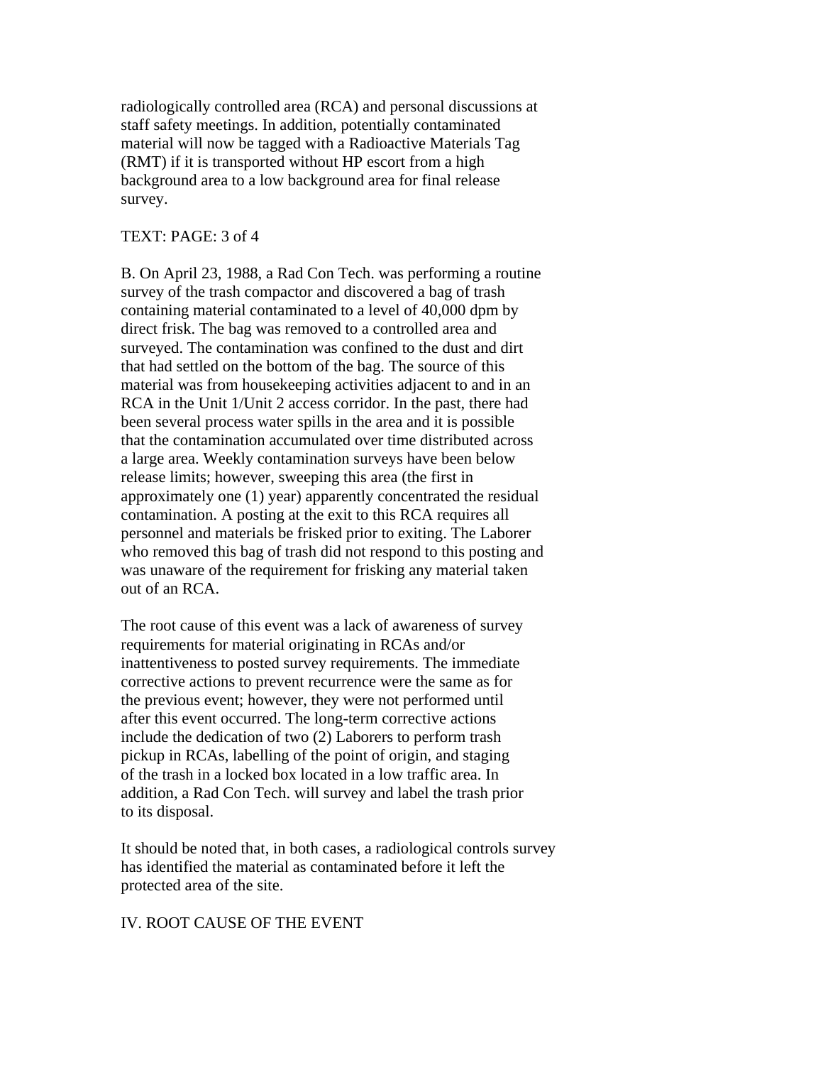radiologically controlled area (RCA) and personal discussions at staff safety meetings. In addition, potentially contaminated material will now be tagged with a Radioactive Materials Tag (RMT) if it is transported without HP escort from a high background area to a low background area for final release survey.

B. On April 23, 1988, a Rad Con Tech. was performing a routine survey of the trash compactor and discovered a bag of trash containing material contaminated to a level of 40,000 dpm by direct frisk. The bag was removed to a controlled area and surveyed. The contamination was confined to the dust and dirt that had settled on the bottom of the bag. The source of this material was from housekeeping activities adjacent to and in an RCA in the Unit 1/Unit 2 access corridor. In the past, there had been several process water spills in the area and it is possible that the contamination accumulated over time distributed across a large area. Weekly contamination surveys have been below release limits; however, sweeping this area (the first in approximately one (1) year) apparently concentrated the residual contamination. A posting at the exit to this RCA requires all personnel and materials be frisked prior to exiting. The Laborer who removed this bag of trash did not respond to this posting and was unaware of the requirement for frisking any material taken out of an RCA.

The root cause of this event was a lack of awareness of survey requirements for material originating in RCAs and/or inattentiveness to posted survey requirements. The immediate corrective actions to prevent recurrence were the same as for the previous event; however, they were not performed until after this event occurred. The long-term corrective actions include the dedication of two (2) Laborers to perform trash pickup in RCAs, labelling of the point of origin, and staging of the trash in a locked box located in a low traffic area. In addition, a Rad Con Tech. will survey and label the trash prior to its disposal.

It should be noted that, in both cases, a radiological controls survey has identified the material as contaminated before it left the protected area of the site.

## IV. ROOT CAUSE OF THE EVENT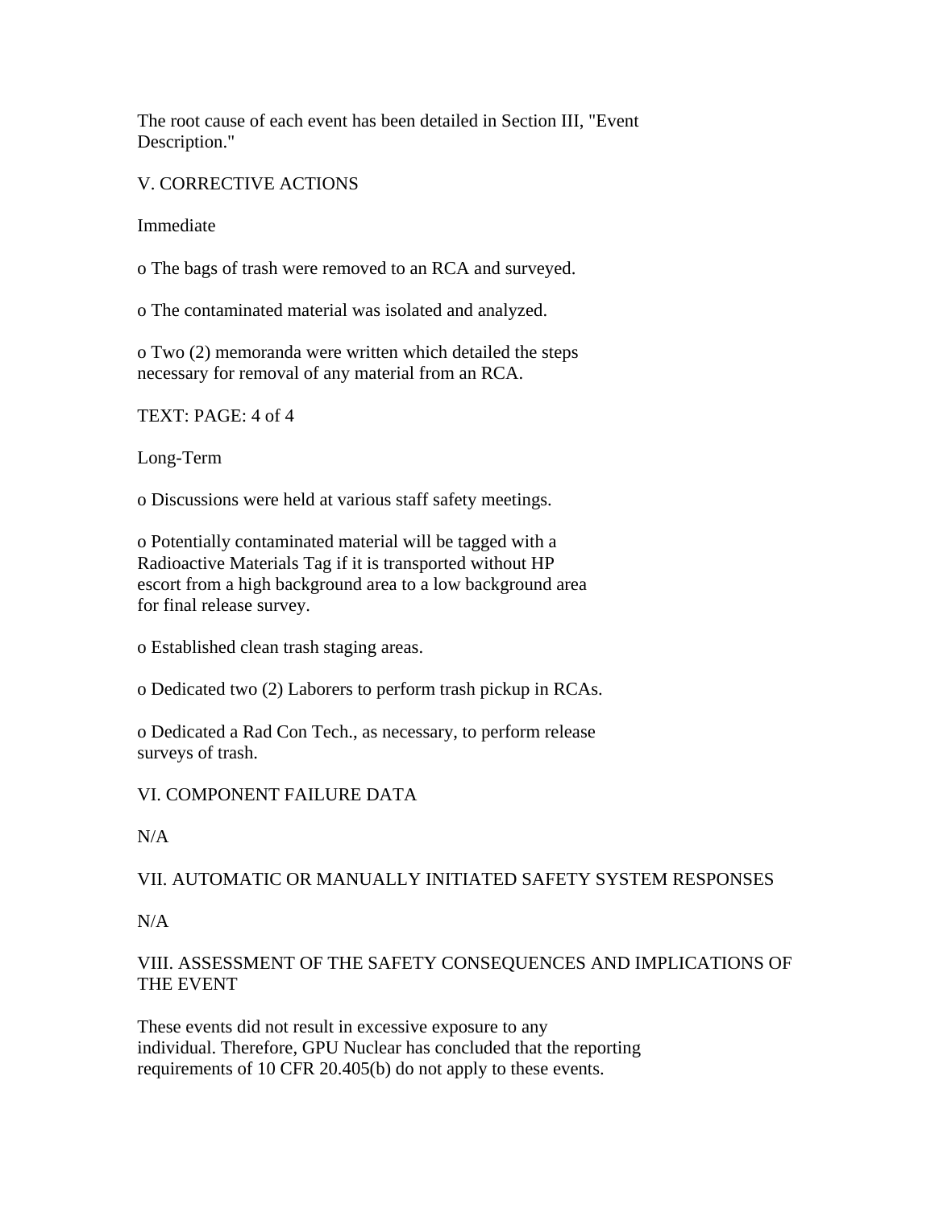The root cause of each event has been detailed in Section III, "Event Description."

## V. CORRECTIVE ACTIONS

Immediate

- The bags of trash were removed to an RCA and surveyed.
- The contaminated material was isolated and analyzed.
- Two (2) memoranda were written which detailed the steps necessary for removal of any material from an RCA.

Long-Term

- Discussions were held at various staff safety meetings.
- Potentially contaminated material will be tagged with a Radioactive Materials Tag if it is transported without HP escort from a high background area to a low background area for final release survey.
- Established clean trash staging areas.
- Dedicated two (2) Laborers to perform trash pickup in RCAs.
- Dedicated a Rad Con Tech., as necessary, to perform release surveys of trash.

## VI. COMPONENT FAILURE DATA

N/A

## VII. AUTOMATIC OR MANUALLY INITIATED SAFETY SYSTEM RESPONSES

N/A

## VIII. ASSESSMENT OF THE SAFETY CONSEQUENCES AND IMPLICATIONS OF THE EVENT

These events did not result in excessive exposure to any individual. Therefore, GPU Nuclear has concluded that the reporting requirements of 10 CFR 20.405(b) do not apply to these events.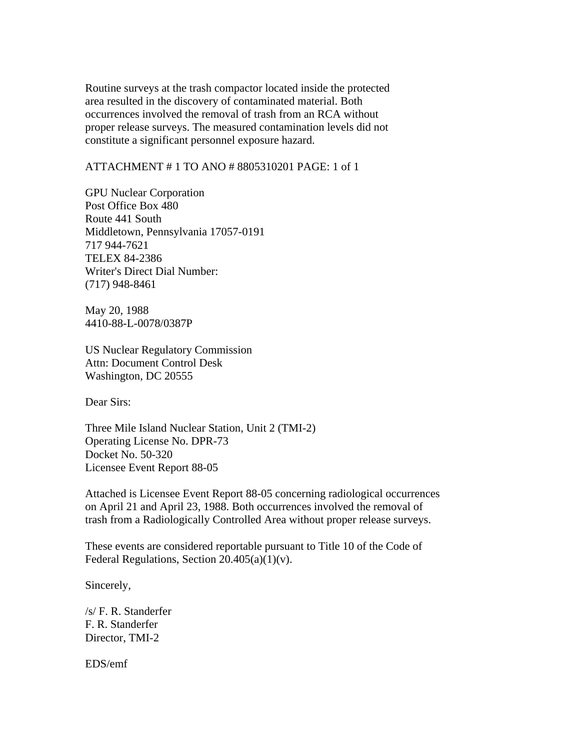Routine surveys at the trash compactor located inside the protected area resulted in the discovery of contaminated material. Both occurrences involved the removal of trash from an RCA without proper release surveys. The measured contamination levels did not constitute a significant personnel exposure hazard.

ATTACHMENT # 1 TO ANO # 8805310201 PAGE: 1 of 1

GPU Nuclear Corporation
Post Office Box 480
Route 441 South
Middletown, Pennsylvania 17057-0191
717 944-7621
TELEX 84-2386
Writer's Direct Dial Number:
(717) 948-8461

May 20, 1988
4410-88-L-0078/0387P

US Nuclear Regulatory Commission
Attn: Document Control Desk
Washington, DC 20555

Dear Sirs:

Three Mile Island Nuclear Station, Unit 2 (TMI-2)
Operating License No. DPR-73
Docket No. 50-320
Licensee Event Report 88-05

Attached is Licensee Event Report 88-05 concerning radiological occurrences on April 21 and April 23, 1988. Both occurrences involved the removal of trash from a Radiologically Controlled Area without proper release surveys.

These events are considered reportable pursuant to Title 10 of the Code of Federal Regulations, Section 20.405(a)(1)(v).

Sincerely,

/s/ F. R. Standerfer
F. R. Standerfer
Director, TMI-2

EDS/emf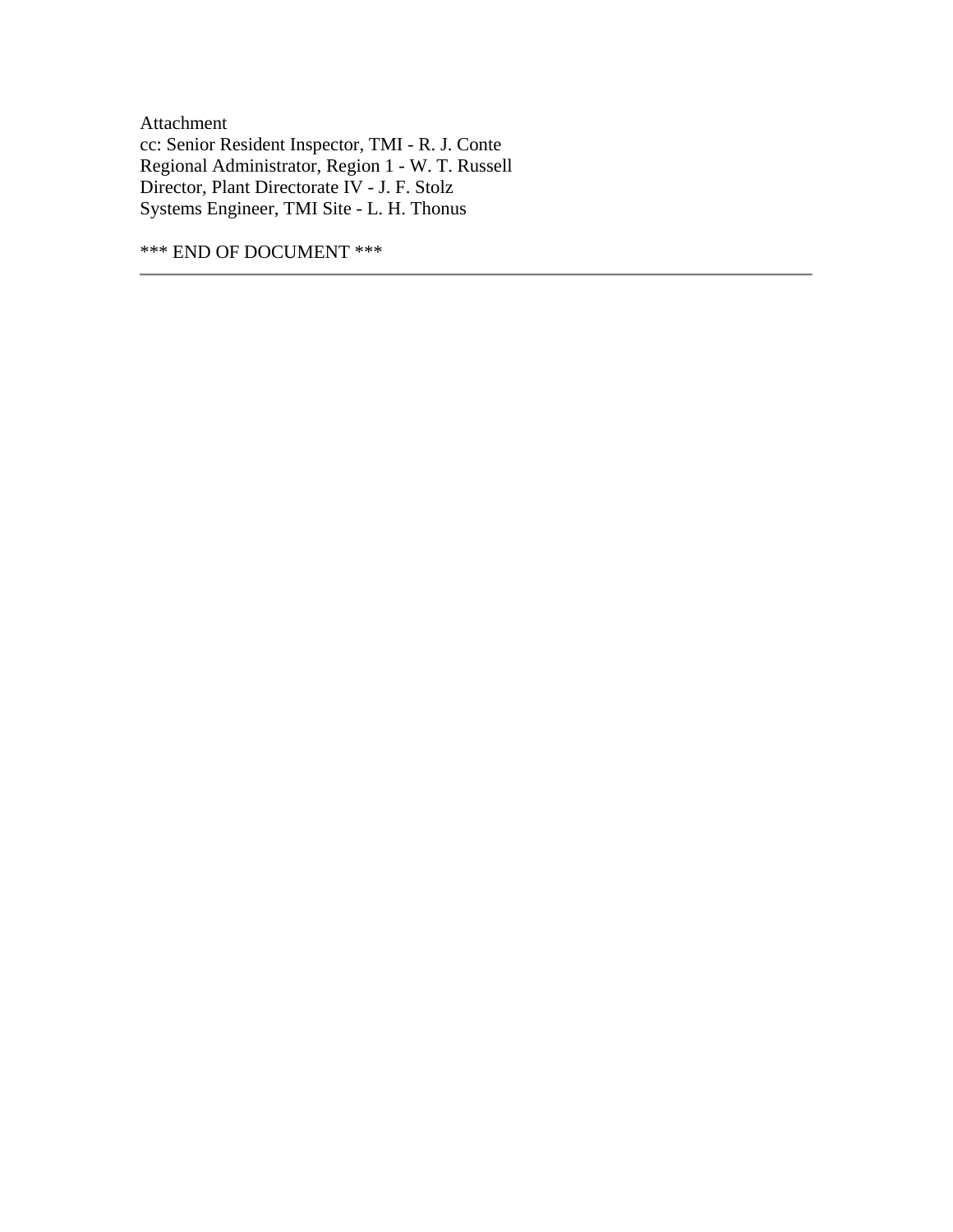Attachment
cc: Senior Resident Inspector, TMI - R. J. Conte
Regional Administrator, Region 1 - W. T. Russell
Director, Plant Directorate IV - J. F. Stolz
Systems Engineer, TMI Site - L. H. Thonus

*** END OF DOCUMENT ***

---